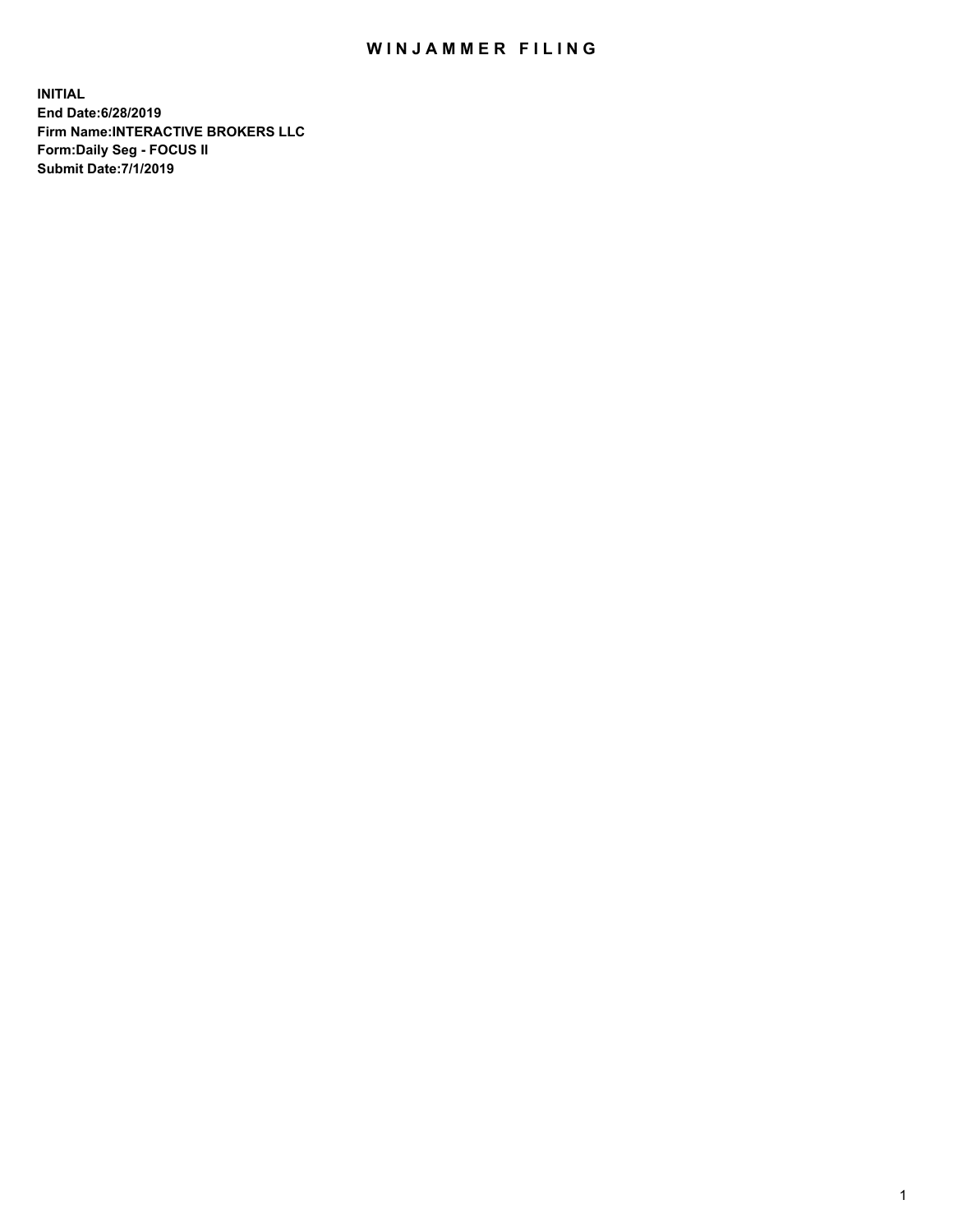# WINJAMMER FILING

**INITIAL**
**End Date:6/28/2019**
**Firm Name:INTERACTIVE BROKERS LLC**
**Form:Daily Seg - FOCUS II**
**Submit Date:7/1/2019**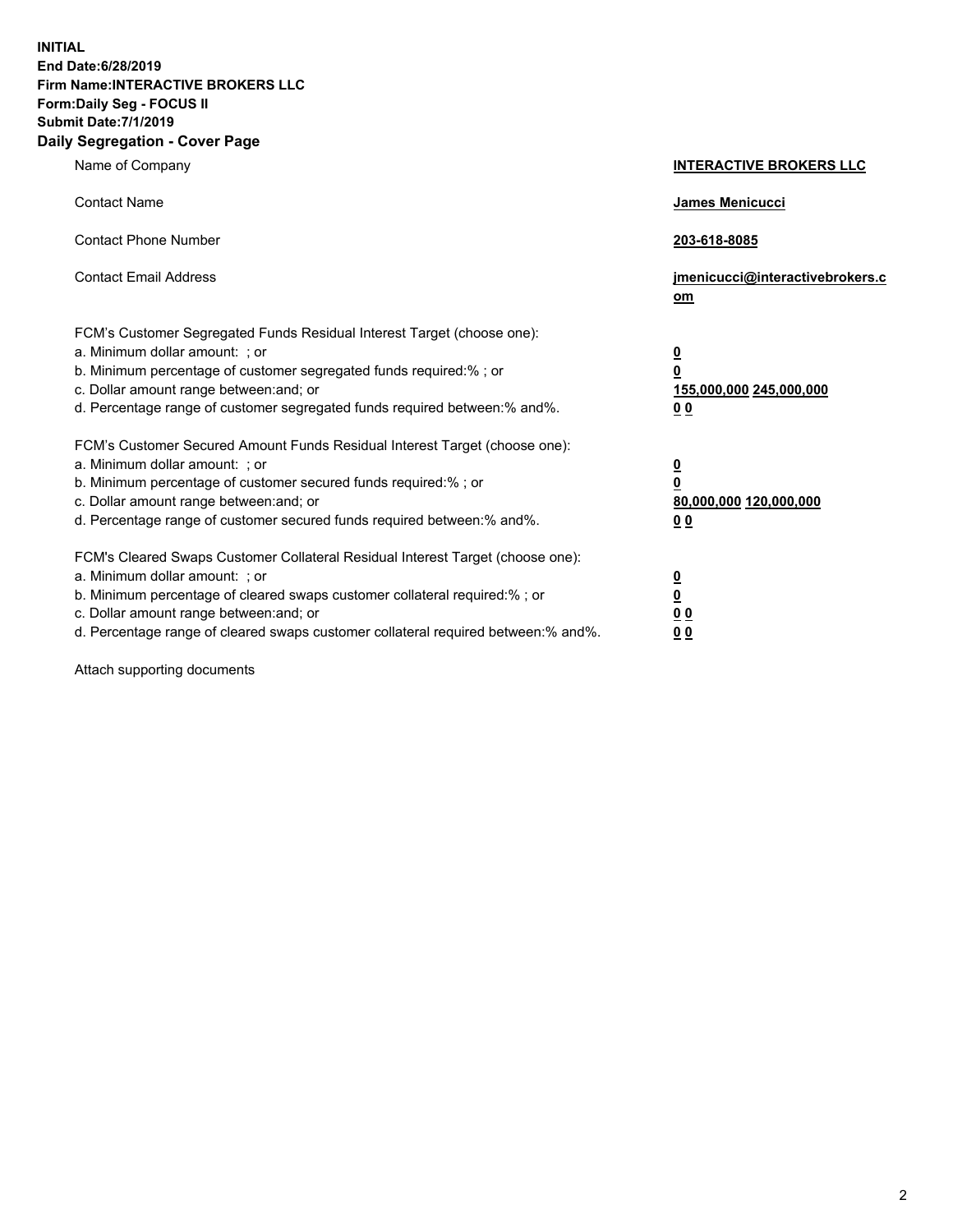**INITIAL**
**End Date:6/28/2019**
**Firm Name:INTERACTIVE BROKERS LLC**
**Form:Daily Seg - FOCUS II**
**Submit Date:7/1/2019**
**Daily Segregation - Cover Page**

| | |
|---|---|
| Name of Company | **INTERACTIVE BROKERS LLC** |
| Contact Name | **James Menicucci** |
| Contact Phone Number | **203-618-8085** |
| Contact Email Address | **jmenicucci@interactivebrokers.com** |
| FCM's Customer Segregated Funds Residual Interest Target (choose one): | |
| a. Minimum dollar amount: ; or | **0** |
| b. Minimum percentage of customer segregated funds required:% ; or | **0** |
| c. Dollar amount range between:and; or | **155,000,000 245,000,000** |
| d. Percentage range of customer segregated funds required between:% and%. | **0 0** |
| FCM's Customer Secured Amount Funds Residual Interest Target (choose one): | |
| a. Minimum dollar amount: ; or | **0** |
| b. Minimum percentage of customer secured funds required:% ; or | **0** |
| c. Dollar amount range between:and; or | **80,000,000 120,000,000** |
| d. Percentage range of customer secured funds required between:% and%. | **0 0** |
| FCM's Cleared Swaps Customer Collateral Residual Interest Target (choose one): | |
| a. Minimum dollar amount: ; or | **0** |
| b. Minimum percentage of cleared swaps customer collateral required:% ; or | **0** |
| c. Dollar amount range between:and; or | **0 0** |
| d. Percentage range of cleared swaps customer collateral required between:% and%. | **0 0** |

Attach supporting documents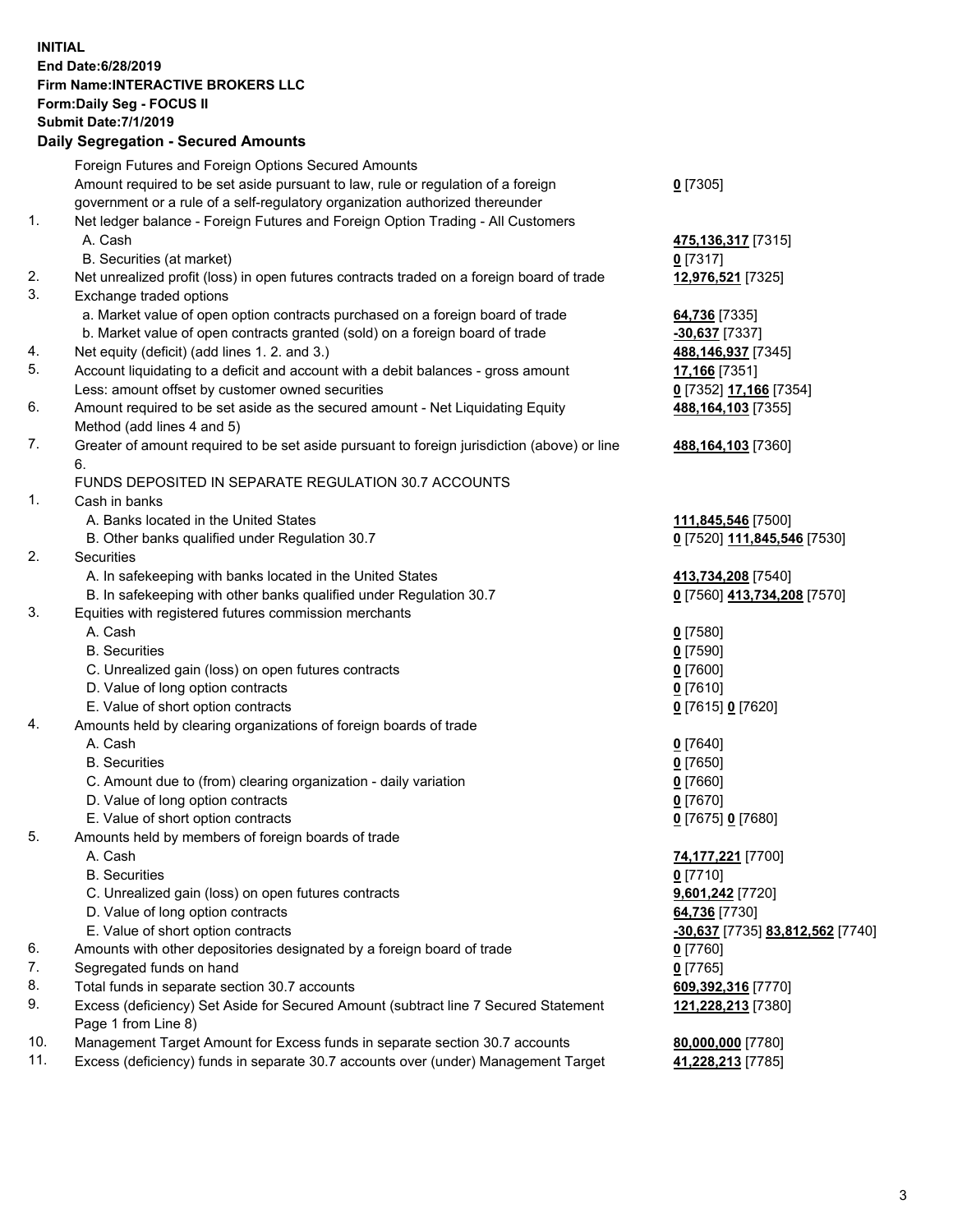**INITIAL**
**End Date:6/28/2019**
**Firm Name:INTERACTIVE BROKERS LLC**
**Form:Daily Seg - FOCUS II**
**Submit Date:7/1/2019**

**Daily Segregation - Secured Amounts**

| | | |
|---|---|---|
| | Foreign Futures and Foreign Options Secured Amounts | |
| | Amount required to be set aside pursuant to law, rule or regulation of a foreign government or a rule of a self-regulatory organization authorized thereunder | **0** [7305] |
| 1. | Net ledger balance - Foreign Futures and Foreign Option Trading - All Customers | |
| | A. Cash | **475,136,317** [7315] |
| | B. Securities (at market) | **0** [7317] |
| 2. | Net unrealized profit (loss) in open futures contracts traded on a foreign board of trade | **12,976,521** [7325] |
| 3. | Exchange traded options | |
| | a. Market value of open option contracts purchased on a foreign board of trade | **64,736** [7335] |
| | b. Market value of open contracts granted (sold) on a foreign board of trade | **-30,637** [7337] |
| 4. | Net equity (deficit) (add lines 1. 2. and 3.) | **488,146,937** [7345] |
| 5. | Account liquidating to a deficit and account with a debit balances - gross amount | **17,166** [7351] |
| | Less: amount offset by customer owned securities | **0** [7352] **17,166** [7354] |
| 6. | Amount required to be set aside as the secured amount - Net Liquidating Equity Method (add lines 4 and 5) | **488,164,103** [7355] |
| 7. | Greater of amount required to be set aside pursuant to foreign jurisdiction (above) or line 6. | **488,164,103** [7360] |
| | FUNDS DEPOSITED IN SEPARATE REGULATION 30.7 ACCOUNTS | |
| 1. | Cash in banks | |
| | A. Banks located in the United States | **111,845,546** [7500] |
| | B. Other banks qualified under Regulation 30.7 | **0** [7520] **111,845,546** [7530] |
| 2. | Securities | |
| | A. In safekeeping with banks located in the United States | **413,734,208** [7540] |
| | B. In safekeeping with other banks qualified under Regulation 30.7 | **0** [7560] **413,734,208** [7570] |
| 3. | Equities with registered futures commission merchants | |
| | A. Cash | **0** [7580] |
| | B. Securities | **0** [7590] |
| | C. Unrealized gain (loss) on open futures contracts | **0** [7600] |
| | D. Value of long option contracts | **0** [7610] |
| | E. Value of short option contracts | **0** [7615] **0** [7620] |
| 4. | Amounts held by clearing organizations of foreign boards of trade | |
| | A. Cash | **0** [7640] |
| | B. Securities | **0** [7650] |
| | C. Amount due to (from) clearing organization - daily variation | **0** [7660] |
| | D. Value of long option contracts | **0** [7670] |
| | E. Value of short option contracts | **0** [7675] **0** [7680] |
| 5. | Amounts held by members of foreign boards of trade | |
| | A. Cash | **74,177,221** [7700] |
| | B. Securities | **0** [7710] |
| | C. Unrealized gain (loss) on open futures contracts | **9,601,242** [7720] |
| | D. Value of long option contracts | **64,736** [7730] |
| | E. Value of short option contracts | **-30,637** [7735] **83,812,562** [7740] |
| 6. | Amounts with other depositories designated by a foreign board of trade | **0** [7760] |
| 7. | Segregated funds on hand | **0** [7765] |
| 8. | Total funds in separate section 30.7 accounts | **609,392,316** [7770] |
| 9. | Excess (deficiency) Set Aside for Secured Amount (subtract line 7 Secured Statement Page 1 from Line 8) | **121,228,213** [7380] |
| 10. | Management Target Amount for Excess funds in separate section 30.7 accounts | **80,000,000** [7780] |
| 11. | Excess (deficiency) funds in separate 30.7 accounts over (under) Management Target | **41,228,213** [7785] |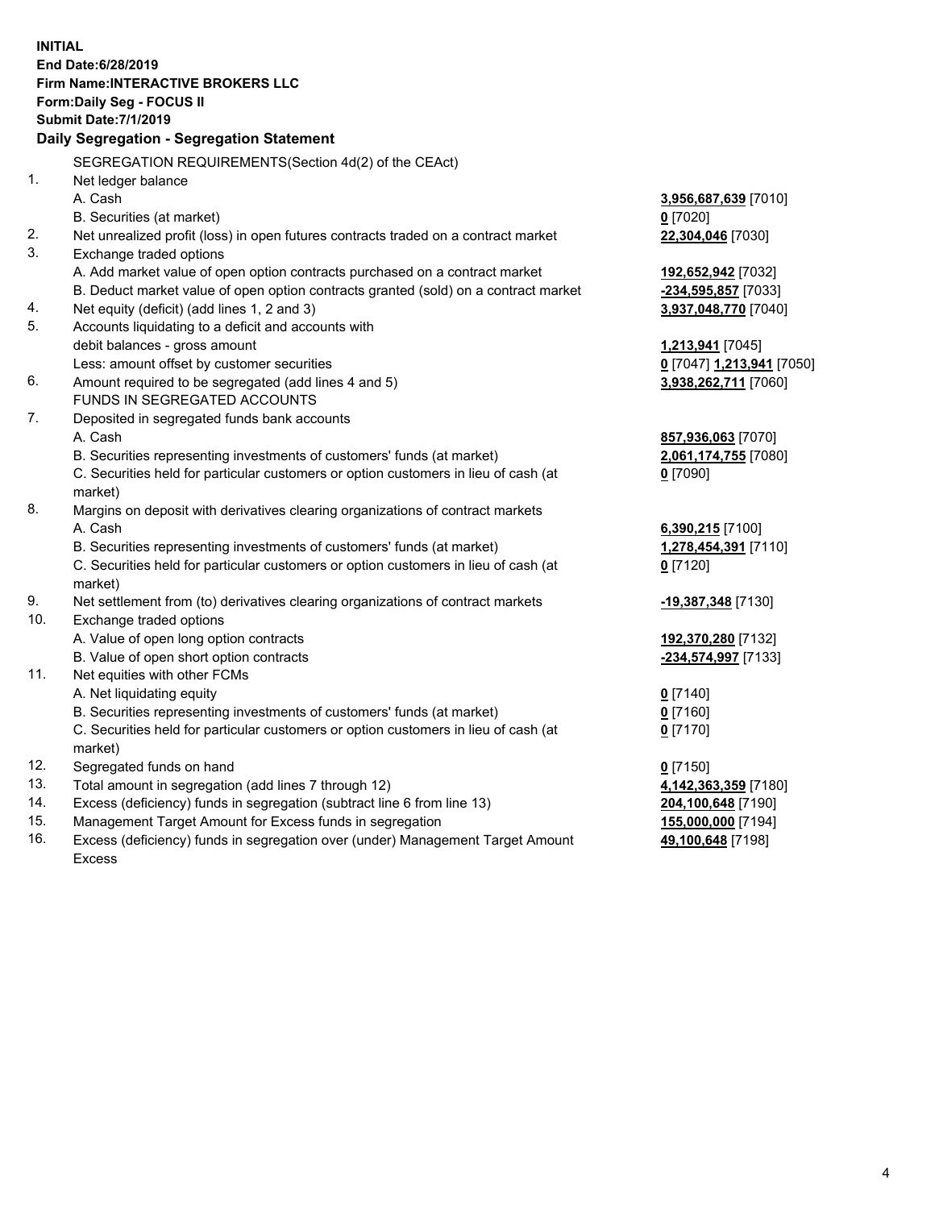**INITIAL**
**End Date:6/28/2019**
**Firm Name:INTERACTIVE BROKERS LLC**
**Form:Daily Seg - FOCUS II**
**Submit Date:7/1/2019**

**Daily Segregation - Segregation Statement**

SEGREGATION REQUIREMENTS(Section 4d(2) of the CEAct)

| | | |
|---|---|---|
| 1. | Net ledger balance | |
| | A. Cash | **3,956,687,639** [7010] |
| | B. Securities (at market) | **0** [7020] |
| 2. | Net unrealized profit (loss) in open futures contracts traded on a contract market | **22,304,046** [7030] |
| 3. | Exchange traded options | |
| | A. Add market value of open option contracts purchased on a contract market | **192,652,942** [7032] |
| | B. Deduct market value of open option contracts granted (sold) on a contract market | **-234,595,857** [7033] |
| 4. | Net equity (deficit) (add lines 1, 2 and 3) | **3,937,048,770** [7040] |
| 5. | Accounts liquidating to a deficit and accounts with | |
| | debit balances - gross amount | **1,213,941** [7045] |
| | Less: amount offset by customer securities | **0** [7047] **1,213,941** [7050] |
| 6. | Amount required to be segregated (add lines 4 and 5) | **3,938,262,711** [7060] |
| | FUNDS IN SEGREGATED ACCOUNTS | |
| 7. | Deposited in segregated funds bank accounts | |
| | A. Cash | **857,936,063** [7070] |
| | B. Securities representing investments of customers' funds (at market) | **2,061,174,755** [7080] |
| | C. Securities held for particular customers or option customers in lieu of cash (at market) | **0** [7090] |
| 8. | Margins on deposit with derivatives clearing organizations of contract markets | |
| | A. Cash | **6,390,215** [7100] |
| | B. Securities representing investments of customers' funds (at market) | **1,278,454,391** [7110] |
| | C. Securities held for particular customers or option customers in lieu of cash (at market) | **0** [7120] |
| 9. | Net settlement from (to) derivatives clearing organizations of contract markets | **-19,387,348** [7130] |
| 10. | Exchange traded options | |
| | A. Value of open long option contracts | **192,370,280** [7132] |
| | B. Value of open short option contracts | **-234,574,997** [7133] |
| 11. | Net equities with other FCMs | |
| | A. Net liquidating equity | **0** [7140] |
| | B. Securities representing investments of customers' funds (at market) | **0** [7160] |
| | C. Securities held for particular customers or option customers in lieu of cash (at market) | **0** [7170] |
| 12. | Segregated funds on hand | **0** [7150] |
| 13. | Total amount in segregation (add lines 7 through 12) | **4,142,363,359** [7180] |
| 14. | Excess (deficiency) funds in segregation (subtract line 6 from line 13) | **204,100,648** [7190] |
| 15. | Management Target Amount for Excess funds in segregation | **155,000,000** [7194] |
| 16. | Excess (deficiency) funds in segregation over (under) Management Target Amount Excess | **49,100,648** [7198] |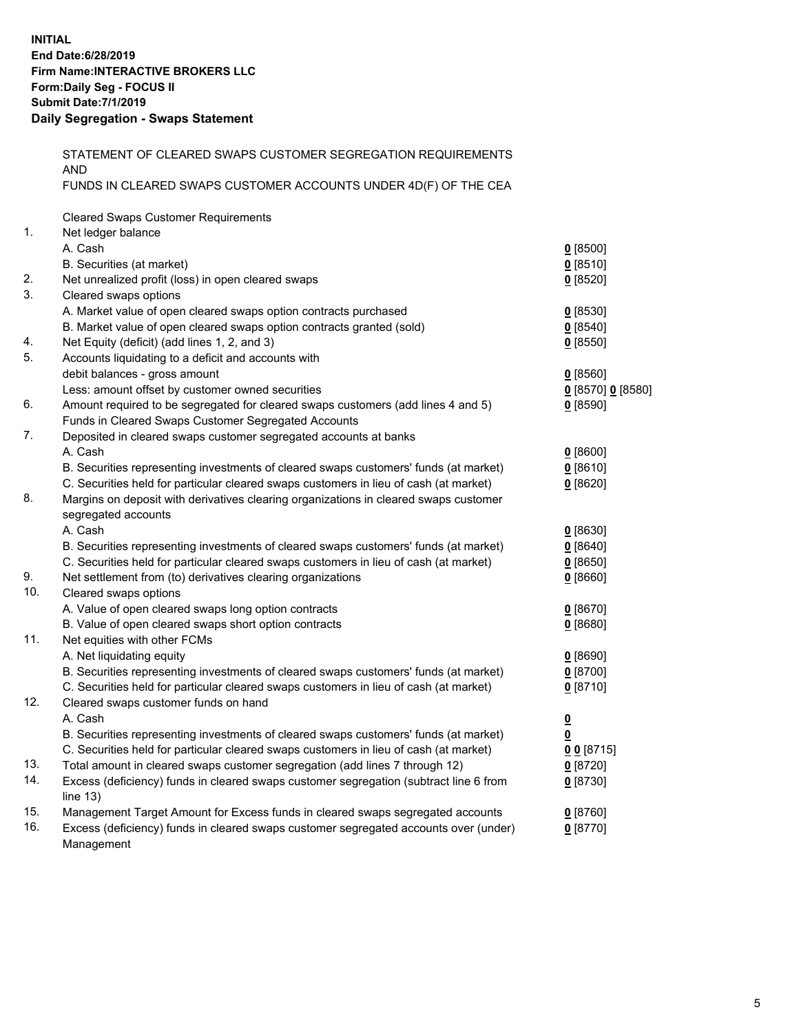**INITIAL**
**End Date:6/28/2019**
**Firm Name:INTERACTIVE BROKERS LLC**
**Form:Daily Seg - FOCUS II**
**Submit Date:7/1/2019**
**Daily Segregation - Swaps Statement**

STATEMENT OF CLEARED SWAPS CUSTOMER SEGREGATION REQUIREMENTS AND FUNDS IN CLEARED SWAPS CUSTOMER ACCOUNTS UNDER 4D(F) OF THE CEA

| | | |
|---|---|---|
| | Cleared Swaps Customer Requirements | |
| 1. | Net ledger balance | |
| | A. Cash | 0 [8500] |
| | B. Securities (at market) | 0 [8510] |
| 2. | Net unrealized profit (loss) in open cleared swaps | 0 [8520] |
| 3. | Cleared swaps options | |
| | A. Market value of open cleared swaps option contracts purchased | 0 [8530] |
| | B. Market value of open cleared swaps option contracts granted (sold) | 0 [8540] |
| 4. | Net Equity (deficit) (add lines 1, 2, and 3) | 0 [8550] |
| 5. | Accounts liquidating to a deficit and accounts with debit balances - gross amount | 0 [8560] |
| | Less: amount offset by customer owned securities | 0 [8570] 0 [8580] |
| 6. | Amount required to be segregated for cleared swaps customers (add lines 4 and 5) | 0 [8590] |
| | Funds in Cleared Swaps Customer Segregated Accounts | |
| 7. | Deposited in cleared swaps customer segregated accounts at banks | |
| | A. Cash | 0 [8600] |
| | B. Securities representing investments of cleared swaps customers' funds (at market) | 0 [8610] |
| | C. Securities held for particular cleared swaps customers in lieu of cash (at market) | 0 [8620] |
| 8. | Margins on deposit with derivatives clearing organizations in cleared swaps customer segregated accounts | |
| | A. Cash | 0 [8630] |
| | B. Securities representing investments of cleared swaps customers' funds (at market) | 0 [8640] |
| | C. Securities held for particular cleared swaps customers in lieu of cash (at market) | 0 [8650] |
| 9. | Net settlement from (to) derivatives clearing organizations | 0 [8660] |
| 10. | Cleared swaps options | |
| | A. Value of open cleared swaps long option contracts | 0 [8670] |
| | B. Value of open cleared swaps short option contracts | 0 [8680] |
| 11. | Net equities with other FCMs | |
| | A. Net liquidating equity | 0 [8690] |
| | B. Securities representing investments of cleared swaps customers' funds (at market) | 0 [8700] |
| | C. Securities held for particular cleared swaps customers in lieu of cash (at market) | 0 [8710] |
| 12. | Cleared swaps customer funds on hand | |
| | A. Cash | 0 |
| | B. Securities representing investments of cleared swaps customers' funds (at market) | 0 |
| | C. Securities held for particular cleared swaps customers in lieu of cash (at market) | 0 0 [8715] |
| 13. | Total amount in cleared swaps customer segregation (add lines 7 through 12) | 0 [8720] |
| 14. | Excess (deficiency) funds in cleared swaps customer segregation (subtract line 6 from line 13) | 0 [8730] |
| 15. | Management Target Amount for Excess funds in cleared swaps segregated accounts | 0 [8760] |
| 16. | Excess (deficiency) funds in cleared swaps customer segregated accounts over (under) Management | 0 [8770] |